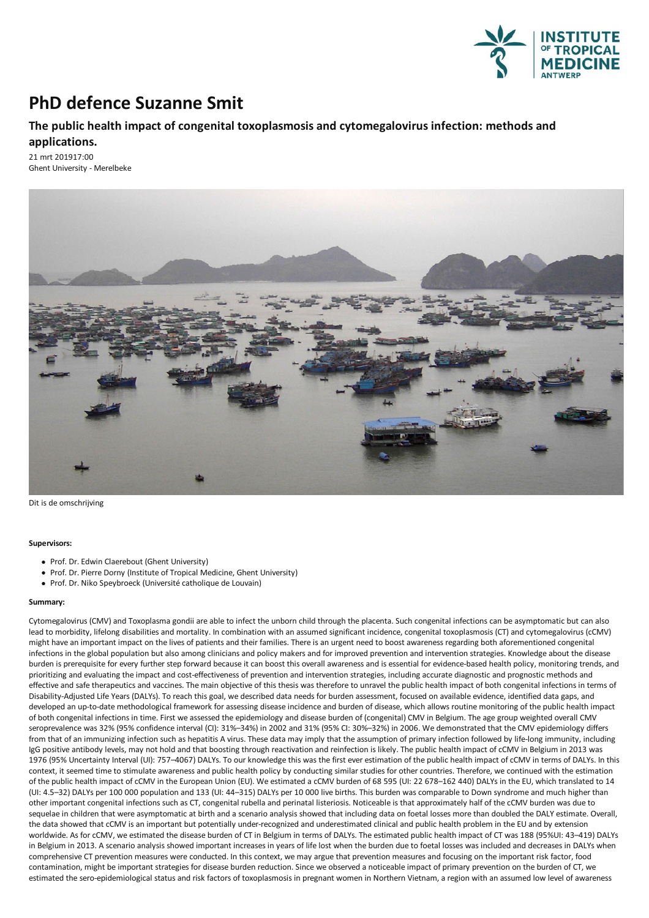# PhD defence Suzanne Smit

## The public health impact of congenital toxoplasmosis and cytomegalovirus infection: methods and applications.

21 mrt 201917:00
Ghent University - Merelbeke

Dit is de omschrijving

**Supervisors:**

- Prof. Dr. Edwin Claerebout (Ghent University)
- Prof. Dr. Pierre Dorny (Institute of Tropical Medicine, Ghent University)
- Prof. Dr. Niko Speybroeck (Université catholique de Louvain)

**Summary:**

Cytomegalovirus (CMV) and Toxoplasma gondii are able to infect the unborn child through the placenta. Such congenital infections can be asymptomatic but can also lead to morbidity, lifelong disabilities and mortality. In combination with an assumed significant incidence, congenital toxoplasmosis (CT) and cytomegalovirus (cCMV) might have an important impact on the lives of patients and their families. There is an urgent need to boost awareness regarding both aforementioned congenital infections in the global population but also among clinicians and policy makers and for improved prevention and intervention strategies. Knowledge about the disease burden is prerequisite for every further step forward because it can boost this overall awareness and is essential for evidence-based health policy, monitoring trends, and prioritizing and evaluating the impact and cost-effectiveness of prevention and intervention strategies, including accurate diagnostic and prognostic methods and effective and safe therapeutics and vaccines. The main objective of this thesis was therefore to unravel the public health impact of both congenital infections in terms of Disability-Adjusted Life Years (DALYs). To reach this goal, we described data needs for burden assessment, focused on available evidence, identified data gaps, and developed an up-to-date methodological framework for assessing disease incidence and burden of disease, which allows routine monitoring of the public health impact of both congenital infections in time. First we assessed the epidemiology and disease burden of (congenital) CMV in Belgium. The age group weighted overall CMV seroprevalence was 32% (95% confidence interval (CI): 31%–34%) in 2002 and 31% (95% CI: 30%–32%) in 2006. We demonstrated that the CMV epidemiology differs from that of an immunizing infection such as hepatitis A virus. These data may imply that the assumption of primary infection followed by life-long immunity, including IgG positive antibody levels, may not hold and that boosting through reactivation and reinfection is likely. The public health impact of cCMV in Belgium in 2013 was 1976 (95% Uncertainty Interval (UI): 757–4067) DALYs. To our knowledge this was the first ever estimation of the public health impact of cCMV in terms of DALYs. In this context, it seemed time to stimulate awareness and public health policy by conducting similar studies for other countries. Therefore, we continued with the estimation of the public health impact of cCMV in the European Union (EU). We estimated a cCMV burden of 68 595 (UI: 22 678–162 440) DALYs in the EU, which translated to 14 (UI: 4.5–32) DALYs per 100 000 population and 133 (UI: 44–315) DALYs per 10 000 live births. This burden was comparable to Down syndrome and much higher than other important congenital infections such as CT, congenital rubella and perinatal listeriosis. Noticeable is that approximately half of the cCMV burden was due to sequelae in children that were asymptomatic at birth and a scenario analysis showed that including data on foetal losses more than doubled the DALY estimate. Overall, the data showed that cCMV is an important but potentially under-recognized and underestimated clinical and public health problem in the EU and by extension worldwide. As for cCMV, we estimated the disease burden of CT in Belgium in terms of DALYs. The estimated public health impact of CT was 188 (95%UI: 43–419) DALYs in Belgium in 2013. A scenario analysis showed important increases in years of life lost when the burden due to foetal losses was included and decreases in DALYs when comprehensive CT prevention measures were conducted. In this context, we may argue that prevention measures and focusing on the important risk factor, food contamination, might be important strategies for disease burden reduction. Since we observed a noticeable impact of primary prevention on the burden of CT, we estimated the sero-epidemiological status and risk factors of toxoplasmosis in pregnant women in Northern Vietnam, a region with an assumed low level of awareness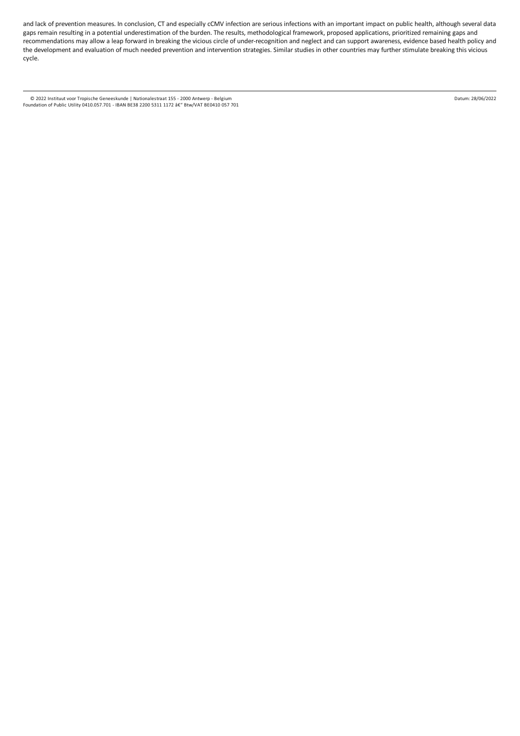and lack of prevention measures. In conclusion, CT and especially cCMV infection are serious infections with an important impact on public health, although several data gaps remain resulting in a potential underestimation of the burden. The results, methodological framework, proposed applications, prioritized remaining gaps and recommendations may allow a leap forward in breaking the vicious circle of under-recognition and neglect and can support awareness, evidence based health policy and the development and evaluation of much needed prevention and intervention strategies. Similar studies in other countries may further stimulate breaking this vicious cycle.